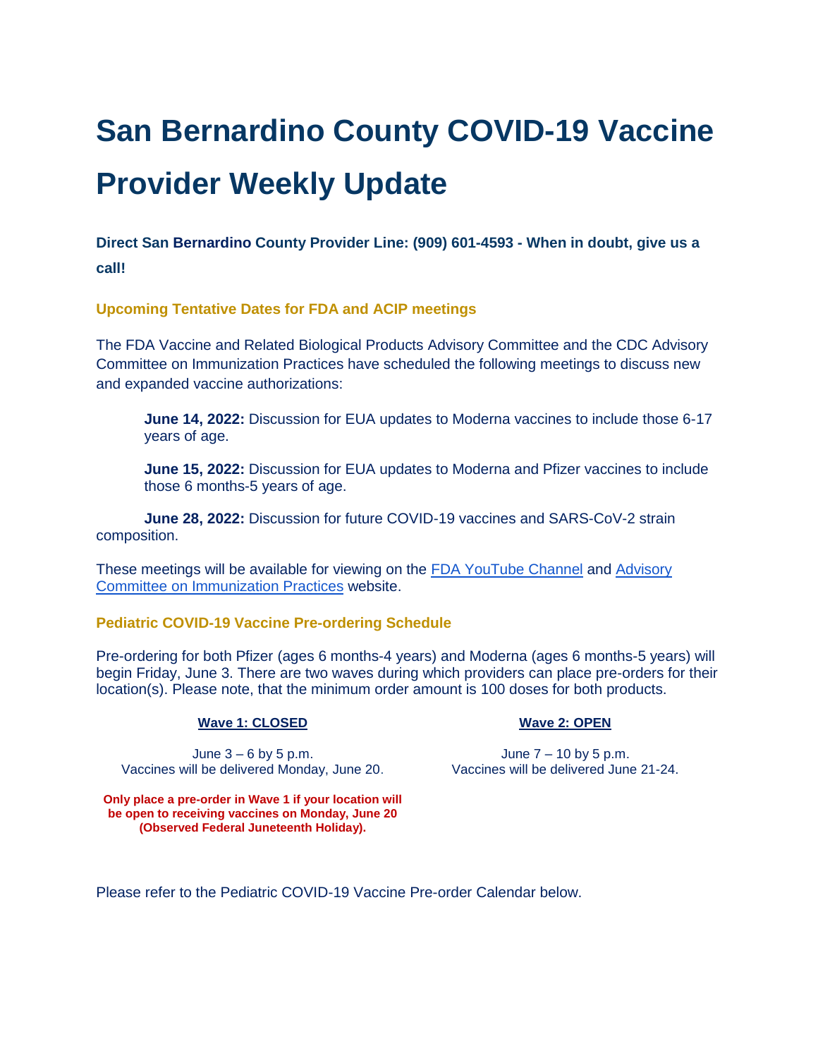# San Bernardino County COVID-19 Vaccine Provider Weekly Update

**Direct San Bernardino County Provider Line: (909) 601-4593 - When in doubt, give us a call!**

### Upcoming Tentative Dates for FDA and ACIP meetings

The FDA Vaccine and Related Biological Products Advisory Committee and the CDC Advisory Committee on Immunization Practices have scheduled the following meetings to discuss new and expanded vaccine authorizations:

**June 14, 2022:** Discussion for EUA updates to Moderna vaccines to include those 6-17 years of age.

**June 15, 2022:** Discussion for EUA updates to Moderna and Pfizer vaccines to include those 6 months-5 years of age.

**June 28, 2022:** Discussion for future COVID-19 vaccines and SARS-CoV-2 strain composition.

These meetings will be available for viewing on the [FDA YouTube Channel] and [Advisory Committee on Immunization Practices] website.

### Pediatric COVID-19 Vaccine Pre-ordering Schedule

Pre-ordering for both Pfizer (ages 6 months-4 years) and Moderna (ages 6 months-5 years) will begin Friday, June 3. There are two waves during which providers can place pre-orders for their location(s). Please note, that the minimum order amount is 100 doses for both products.

**Wave 1: CLOSED**

June 3 – 6 by 5 p.m.
Vaccines will be delivered Monday, June 20.

**Only place a pre-order in Wave 1 if your location will be open to receiving vaccines on Monday, June 20 (Observed Federal Juneteenth Holiday).**

**Wave 2: OPEN**

June 7 – 10 by 5 p.m.
Vaccines will be delivered June 21-24.

Please refer to the Pediatric COVID-19 Vaccine Pre-order Calendar below.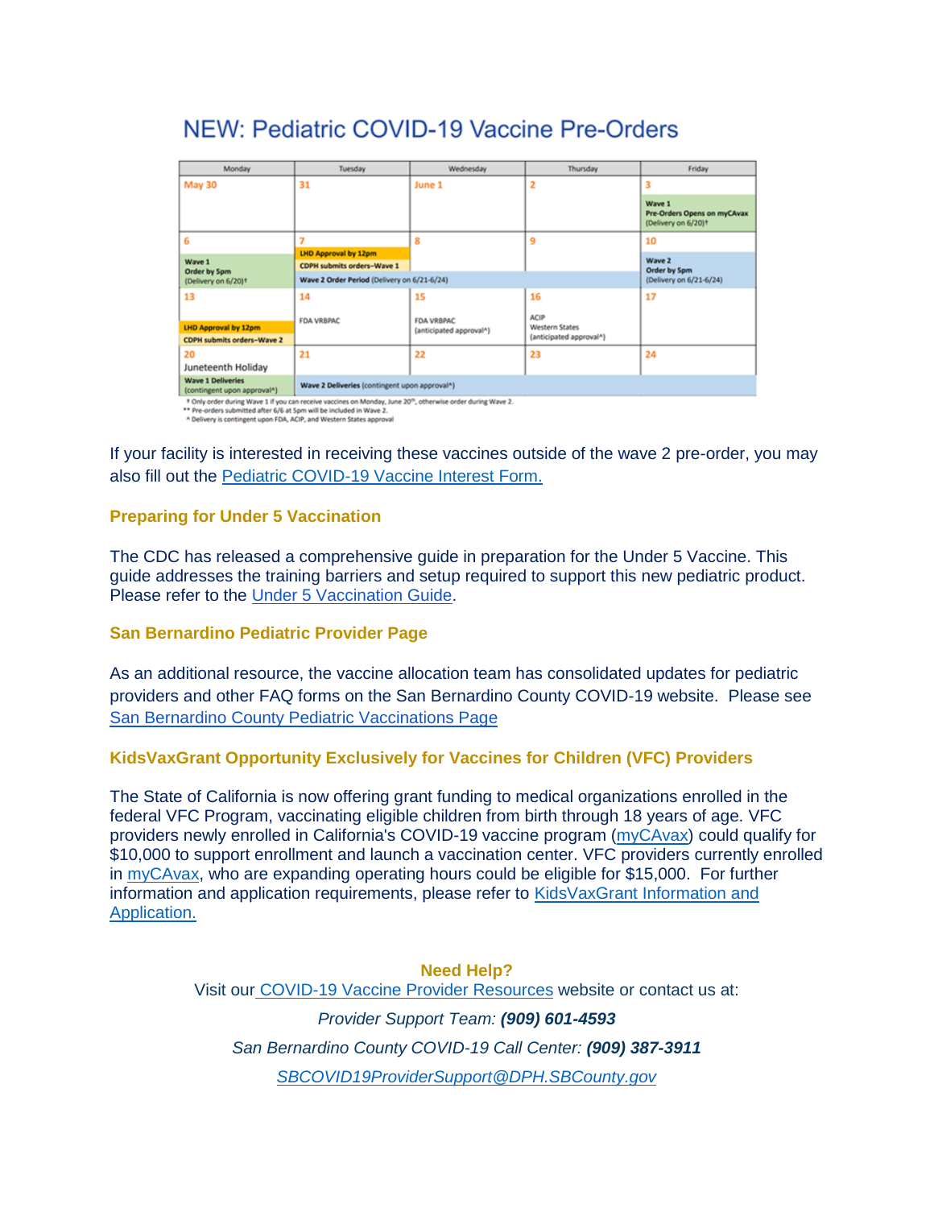## NEW: Pediatric COVID-19 Vaccine Pre-Orders

| Monday | Tuesday | Wednesday | Thursday | Friday |
| --- | --- | --- | --- | --- |
| May 30 | 31 | June 1 | 2 | 3<br>Wave 1<br>Pre-Orders Opens on myCAvax<br>(Delivery on 6/20)† |
| 6<br>Wave 1<br>Order by 5pm<br>(Delivery on 6/20)† | 7<br>LHD Approval by 12pm<br>CDPH submits orders–Wave 1<br>Wave 2 Order Period (Delivery on 6/21-6/24) | 8 | 9 | 10<br>Wave 2<br>Order by 5pm<br>(Delivery on 6/21-6/24) |
| 13<br>LHD Approval by 12pm<br>CDPH submits orders–Wave 2 | 14<br>FDA VRBPAC | 15<br>FDA VRBPAC<br>(anticipated approval^) | 16<br>ACIP<br>Western States<br>(anticipated approval^) | 17 |
| 20<br>Juneteenth Holiday<br>Wave 1 Deliveries<br>(contingent upon approval^) | 21<br>Wave 2 Deliveries (contingent upon approval^) | 22 | 23 | 24 |

† Only order during Wave 1 if you can receive vaccines on Monday, June 20th, otherwise order during Wave 2.
** Pre-orders submitted after 6/6 at 5pm will be included in Wave 2.
^ Delivery is contingent upon FDA, ACIP, and Western States approval

If your facility is interested in receiving these vaccines outside of the wave 2 pre-order, you may also fill out the Pediatric COVID-19 Vaccine Interest Form.

### Preparing for Under 5 Vaccination

The CDC has released a comprehensive guide in preparation for the Under 5 Vaccine. This guide addresses the training barriers and setup required to support this new pediatric product. Please refer to the Under 5 Vaccination Guide.

### San Bernardino Pediatric Provider Page

As an additional resource, the vaccine allocation team has consolidated updates for pediatric providers and other FAQ forms on the San Bernardino County COVID-19 website. Please see San Bernardino County Pediatric Vaccinations Page

### KidsVaxGrant Opportunity Exclusively for Vaccines for Children (VFC) Providers

The State of California is now offering grant funding to medical organizations enrolled in the federal VFC Program, vaccinating eligible children from birth through 18 years of age. VFC providers newly enrolled in California's COVID-19 vaccine program (myCAvax) could qualify for $10,000 to support enrollment and launch a vaccination center. VFC providers currently enrolled in myCAvax, who are expanding operating hours could be eligible for $15,000. For further information and application requirements, please refer to KidsVaxGrant Information and Application.

**Need Help?**

Visit our COVID-19 Vaccine Provider Resources website or contact us at:

*Provider Support Team:* ***(909) 601-4593***

*San Bernardino County COVID-19 Call Center:* ***(909) 387-3911***

*SBCOVID19ProviderSupport@DPH.SBCounty.gov*